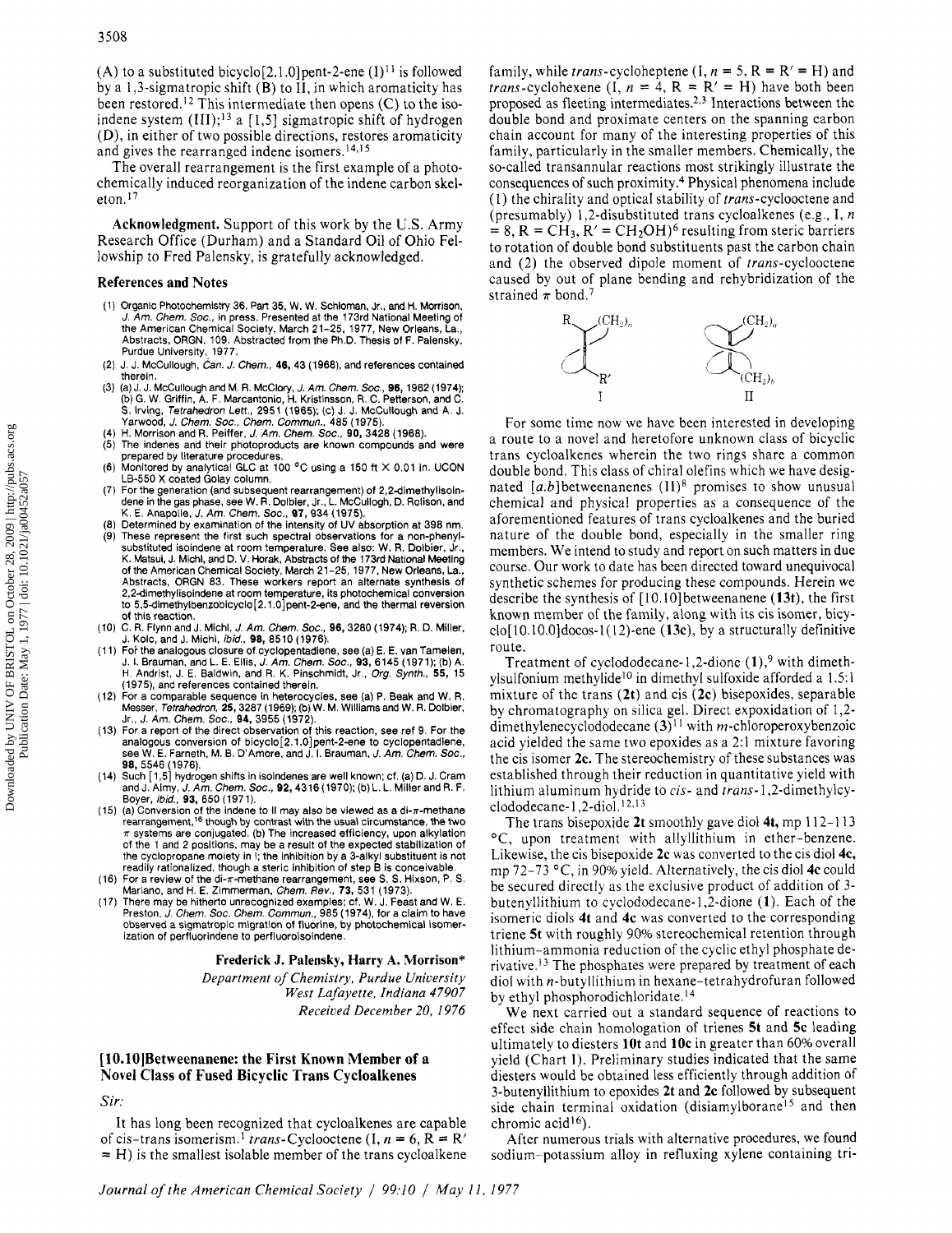(A) to a substituted bicyclo[2.1.0]pent-2-ene (I)[11] is followed by a 1,3-sigmatropic shift (B) to II, in which aromaticity has been restored.[12] This intermediate then opens (C) to the isoindene system (III);[13] a [1,5] sigmatropic shift of hydrogen (D), in either of two possible directions, restores aromaticity and gives the rearranged indene isomers.[14,15]

The overall rearrangement is the first example of a photochemically induced reorganization of the indene carbon skeleton.[17]

**Acknowledgment.** Support of this work by the U.S. Army Research Office (Durham) and a Standard Oil of Ohio Fellowship to Fred Palensky, is gratefully acknowledged.

## References and Notes

(1) Organic Photochemistry 36. Part 35, W. W. Schloman, Jr., and H. Morrison, *J. Am. Chem. Soc.*, in press. Presented at the 173rd National Meeting of the American Chemical Society, March 21–25, 1977, New Orleans, La., Abstracts, ORGN, 109. Abstracted from the Ph.D. Thesis of F. Palensky, Purdue University, 1977.

(2) J. J. McCullough, *Can. J. Chem.*, **46**, 43 (1968), and references contained therein.

(3) (a) J. J. McCullough and M. R. McClory, *J. Am. Chem. Soc.*, **96**, 1962 (1974); (b) G. W. Griffin, A. F. Marcantonio, H. Kristinsson, R. C. Petterson, and C. S. Irving, *Tetrahedron Lett.*, 2951 (1965); (c) J. J. McCullough and A. J. Yarwood, *J. Chem. Soc., Chem. Commun.*, 485 (1975).

(4) H. Morrison and R. Peiffer, *J. Am. Chem. Soc.*, **90**, 3428 (1968).

(5) The indenes and their photoproducts are known compounds and were prepared by literature procedures.

(6) Monitored by analytical GLC at 100 °C using a 150 ft × 0.01 in. UCON LB-550 X coated Golay column.

(7) For the generation (and subsequent rearrangement) of 2,2-dimethylisoindene in the gas phase, see W. R. Dolbier, Jr., L. McCullogh, D. Rolison, and K. E. Anapolle, *J. Am. Chem. Soc.*, **97**, 934 (1975).

(8) Determined by examination of the intensity of UV absorption at 398 nm.

(9) These represent the first such spectral observations for a non-phenyl-substituted isoindene at room temperature. See also: W. R. Dolbier, Jr., K. Matsui, J. Michl, and D. V. Horak, Abstracts of the 173rd National Meeting of the American Chemical Society, March 21–25, 1977, New Orleans, La., Abstracts, ORGN 83. These workers report an alternate synthesis of 2,2-dimethylisoindene at room temperature, its photochemical conversion to 5,5-dimethylbenzobicyclo[2.1.0]pent-2-ene, and the thermal reversion of this reaction.

(10) C. R. Flynn and J. Michl, *J. Am. Chem. Soc.*, **96**, 3280 (1974); R. D. Miller, J. Kolc, and J. Michl, *ibid.*, **98**, 8510 (1976).

(11) For the analogous closure of cyclopentadiene, see (a) E. E. van Tamelen, J. I. Brauman, and L. E. Ellis, *J. Am. Chem. Soc.*, **93**, 6145 (1971); (b) A. H. Andrist, J. E. Baldwin, and R. K. Pinschmidt, Jr., *Org. Synth.*, **55**, 15 (1975), and references contained therein.

(12) For a comparable sequence in heterocycles, see (a) P. Beak and W. R. Messer, *Tetrahedron*, **25**, 3287 (1969); (b) W. M. Williams and W. R. Dolbier, Jr., *J. Am. Chem. Soc.*, **94**, 3955 (1972).

(13) For a report of the direct observation of this reaction, see ref 9. For the analogous conversion of bicyclo[2.1.0]pent-2-ene to cyclopentadiene, see W. E. Farneth, M. B. D'Amore, and J. I. Brauman, *J. Am. Chem. Soc.*, **98**, 5546 (1976).

(14) Such [1,5] hydrogen shifts in isoindenes are well known; cf. (a) D. J. Cram and J. Almy, *J. Am. Chem. Soc.*, **92**, 4316 (1970); (b) L. L. Miller and R. F. Boyer, *ibid.*, **93**, 650 (1971).

(15) (a) Conversion of the indene to II may also be viewed as a di-π-methane rearrangement,[16] though by contrast with the usual circumstance, the two π systems are conjugated. (b) The increased efficiency, upon alkylation of the 1 and 2 positions, may be a result of the expected stabilization of the cyclopropane moiety in I; the inhibition by a 3-alkyl substituent is not readily rationalized, though a steric inhibition of step B is conceivable.

(16) For a review of the di-π-methane rearrangement, see S. S. Hixson, P. S. Mariano, and H. E. Zimmerman, *Chem. Rev.*, **73**, 531 (1973).

(17) There may be hitherto unrecognized examples; cf. W. J. Feast and W. E. Preston, *J. Chem. Soc. Chem. Commun.*, 985 (1974), for a claim to have observed a sigmatropic migration of fluorine, by photochemical isomerization of perfluorindene to perfluoroisoindene.

**Frederick J. Palensky, Harry A. Morrison\***
*Department of Chemistry, Purdue University*
*West Lafayette, Indiana 47907*
*Received December 20, 1976*

## [10.10]Betweenanene: the First Known Member of a Novel Class of Fused Bicyclic Trans Cycloalkenes

*Sir:*

It has long been recognized that cycloalkenes are capable of cis–trans isomerism.[1] *trans*-Cyclooctene (I, $n = 6$, R = R′ = H) is the smallest isolable member of the trans cycloalkene family, while *trans*-cycloheptene (I, $n = 5$, R = R′ = H) and *trans*-cyclohexene (I, $n = 4$, R = R′ = H) have both been proposed as fleeting intermediates.[2,3] Interactions between the double bond and proximate centers on the spanning carbon chain account for many of the interesting properties of this family, particularly in the smaller members. Chemically, the so-called transannular reactions most strikingly illustrate the consequences of such proximity.[4] Physical phenomena include (1) the chirality and optical stability of *trans*-cyclooctene and (presumably) 1,2-disubstituted trans cycloalkenes (e.g., I, $n = 8$, R = $CH_3$, R′ = $CH_2OH$)[6] resulting from steric barriers to rotation of double bond substituents past the carbon chain and (2) the observed dipole moment of *trans*-cyclooctene caused by out of plane bending and rehybridization of the strained π bond.[7]

For some time now we have been interested in developing a route to a novel and heretofore unknown class of bicyclic trans cycloalkenes wherein the two rings share a common double bond. This class of chiral olefins which we have designated [*a.b*]betweenanenes (II)[8] promises to show unusual chemical and physical properties as a consequence of the aforementioned features of trans cycloalkenes and the buried nature of the double bond, especially in the smaller ring members. We intend to study and report on such matters in due course. Our work to date has been directed toward unequivocal synthetic schemes for producing these compounds. Herein we describe the synthesis of [10.10]betweenanene (**13t**), the first known member of the family, along with its cis isomer, bicyclo[10.10.0]docos-1(12)-ene (**13c**), by a structurally definitive route.

Treatment of cyclododecane-1,2-dione (**1**),[9] with dimethylsulfonium methylide[10] in dimethyl sulfoxide afforded a 1.5:1 mixture of the trans (**2t**) and cis (**2c**) bisepoxides, separable by chromatography on silica gel. Direct expoxidation of 1,2-dimethylenecyclododecane (**3**)[11] with *m*-chloroperoxybenzoic acid yielded the same two epoxides as a 2:1 mixture favoring the cis isomer **2c**. The stereochemistry of these substances was established through their reduction in quantitative yield with lithium aluminum hydride to *cis*- and *trans*-1,2-dimethylcyclododecane-1,2-diol.[12,13]

The trans bisepoxide **2t** smoothly gave diol **4t**, mp 112–113 °C, upon treatment with allyllithium in ether–benzene. Likewise, the cis bisepoxide **2c** was converted to the cis diol **4c**, mp 72–73 °C, in 90% yield. Alternatively, the cis diol **4c** could be secured directly as the exclusive product of addition of 3-butenyllithium to cyclododecane-1,2-dione (**1**). Each of the isomeric diols **4t** and **4c** was converted to the corresponding triene **5t** with roughly 90% stereochemical retention through lithium–ammonia reduction of the cyclic ethyl phosphate derivative.[13] The phosphates were prepared by treatment of each diol with *n*-butyllithium in hexane–tetrahydrofuran followed by ethyl phosphorodichloridate.[14]

We next carried out a standard sequence of reactions to effect side chain homologation of trienes **5t** and **5c** leading ultimately to diesters **10t** and **10c** in greater than 60% overall yield (Chart I). Preliminary studies indicated that the same diesters would be obtained less efficiently through addition of 3-butenyllithium to epoxides **2t** and **2c** followed by subsequent side chain terminal oxidation (disiamylborane[15] and then chromic acid[16]).

After numerous trials with alternative procedures, we found sodium–potassium alloy in refluxing xylene containing tri-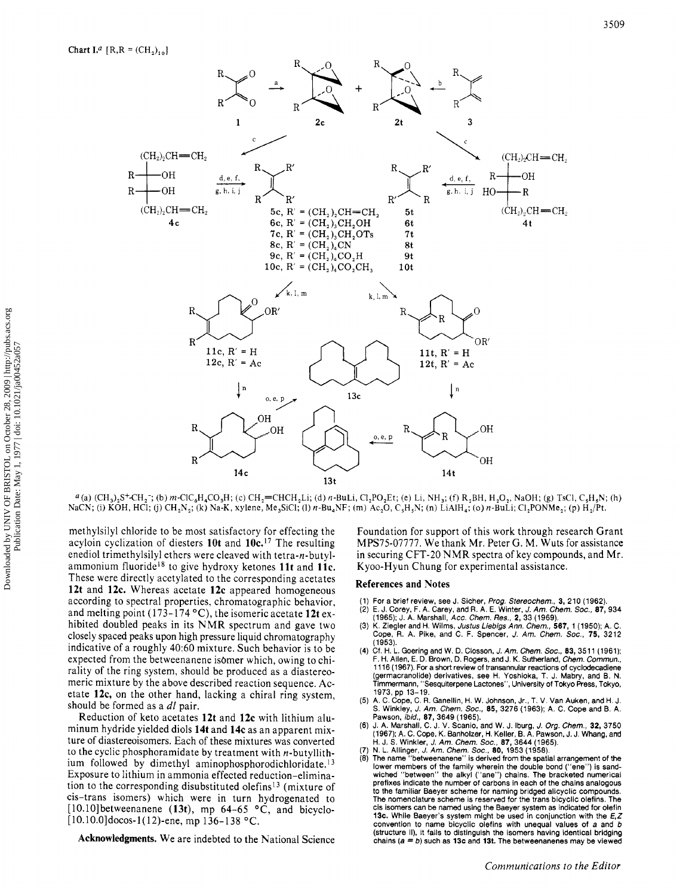Chart I.[a] [R,R = $(CH_2)_{10}$]

[a] (a) $(CH_3)_2S^+$-$CH_2^-$; (b) m-$ClC_6H_4CO_3H$; (c) $CH_2$=CHCH$_2$Li; (d) n-BuLi, $Cl_2PO_2Et$; (e) Li, $NH_3$; (f) $R_2BH$, $H_2O_2$, NaOH; (g) TsCl, $C_5H_5N$; (h) NaCN; (i) KOH, HCl; (j) $CH_2N_2$; (k) Na-K, xylene, $Me_3SiCl$; (l) n-$Bu_4NF$; (m) $Ac_2O$, $C_5H_5N$; (n) $LiAlH_4$; (o) n-BuLi; $Cl_2PONMe_2$; (p) $H_2$/Pt.

methylsilyl chloride to be most satisfactory for effecting the acyloin cyclization of diesters **10t** and **10c**.[17] The resulting enediol trimethylsilyl ethers were cleaved with tetra-n-butylammonium fluoride[18] to give hydroxy ketones **11t** and **11c**. These were directly acetylated to the corresponding acetates **12t** and **12c**. Whereas acetate **12c** appeared homogeneous according to spectral properties, chromatographic behavior, and melting point (173–174 °C), the isomeric acetate **12t** exhibited doubled peaks in its NMR spectrum and gave two closely spaced peaks upon high pressure liquid chromatography indicative of a roughly 40:60 mixture. Such behavior is to be expected from the betweenanene isomer which, owing to chirality of the ring system, should be produced as a diastereomeric mixture by the above described reaction sequence. Acetate **12c**, on the other hand, lacking a chiral ring system, should be formed as a *dl* pair.

Reduction of keto acetates **12t** and **12c** with lithium aluminum hydride yielded diols **14t** and **14c** as an apparent mixture of diastereoisomers. Each of these mixtures was converted to the cyclic phosphoramidate by treatment with n-butyllithium followed by dimethyl aminophosphorodichloridate.[13] Exposure to lithium in ammonia effected reduction-elimination to the corresponding disubstituted olefins[13] (mixture of cis-trans isomers) which were in turn hydrogenated to [10.10]betweenanene (**13t**), mp 64–65 °C, and bicyclo-[10.10.0]docos-1(12)-ene, mp 136–138 °C.

**Acknowledgments.** We are indebted to the National Science Foundation for support of this work through research Grant MPS75-07777. We thank Mr. Peter G. M. Wuts for assistance in securing CFT-20 NMR spectra of key compounds, and Mr. Kyoo-Hyun Chung for experimental assistance.

## References and Notes

(1) For a brief review, see J. Sicher, *Prog. Stereochem.*, **3**, 210 (1962).
(2) E. J. Corey, F. A. Carey, and R. A. E. Winter, *J. Am. Chem. Soc.*, **87**, 934 (1965); J. A. Marshall, *Acc. Chem. Res.*, **2**, 33 (1969).
(3) K. Ziegler and H. Wilms, *Justus Liebigs Ann. Chem.*, **567**, 1 (1950); A. C. Cope, R. A. Pike, and C. F. Spencer, *J. Am. Chem. Soc.*, **75**, 3212 (1953).
(4) Cf. H. L. Goering and W. D. Closson, *J. Am. Chem. Soc.*, **83**, 3511 (1961); F. H. Allen, E. D. Brown, D. Rogers, and J. K. Sutherland, *Chem. Commun.*, 1116 (1967). For a short review of transannular reactions of cyclodecadiene (germacranolide) derivatives, see H. Yoshioka, T. J. Mabry, and B. N. Timmermann, "Sesquiterpene Lactones", University of Tokyo Press, Tokyo, 1973, pp 13–19.
(5) A. C. Cope, C. R. Ganellin, H. W. Johnson, Jr., T. V. Van Auken, and H. J. S. Winkler, *J. Am. Chem. Soc.*, **85**, 3276 (1963); A. C. Cope and B. A. Pawson, *ibid.*, **87**, 3649 (1965).
(6) J. A. Marshall, C. J. V. Scanio, and W. J. Iburg, *J. Org. Chem.*, **32**, 3750 (1967); A. C. Cope, K. Banholzer, H. Keller, B. A. Pawson, J. J. Whang, and H. J. S. Winkler, *J. Am. Chem. Soc.*, **87**, 3644 (1965).
(7) N. L. Allinger, *J. Am. Chem. Soc.*, **80**, 1953 (1958).
(8) The name "betweenanene" is derived from the spatial arrangement of the lower members of the family wherein the double bond ("ene") is sandwiched "between" the alkyl ("ane") chains. The bracketed numerical prefixes indicate the number of carbons in each of the chains analogous to the familiar Baeyer scheme for naming bridged alicyclic compounds. The nomenclature scheme is reserved for the trans bicyclic olefins. The cis isomers can be named using the Baeyer system as indicated for olefin **13c**. While Baeyer's system might be used in conjunction with the *E,Z* convention to name bicyclic olefins with unequal values of *a* and *b* (structure II), it fails to distinguish the isomers having identical bridging chains (*a* = *b*) such as **13c** and **13t**. The betweenanenes may be viewed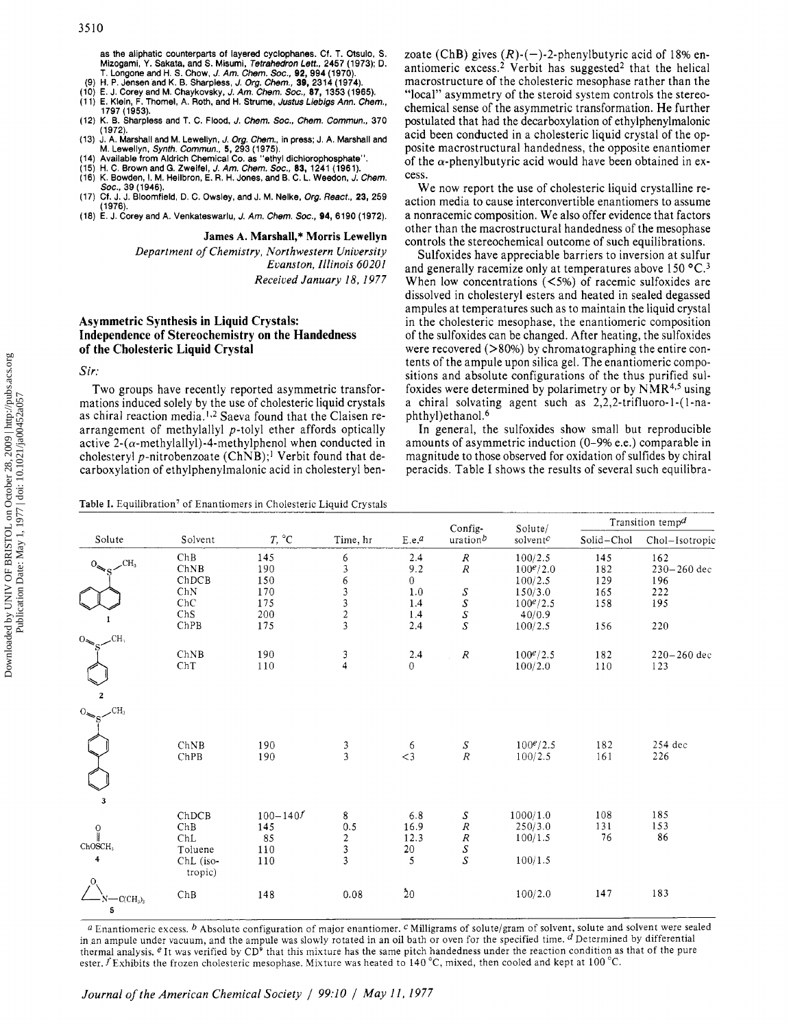as the aliphatic counterparts of layered cyclophanes. Cf. T. Otsulo, S. Mizogami, Y. Sakata, and S. Misumi, *Tetrahedron Lett.*, 2457 (1973); D. T. Longone and H. S. Chow, *J. Am. Chem. Soc.*, **92**, 994 (1970).
(9) H. P. Jensen and K. B. Sharpless, *J. Org. Chem.*, **39**, 2314 (1974).
(10) E. J. Corey and M. Chaykovsky, *J. Am. Chem. Soc.*, **87**, 1353 (1965).
(11) E. Klein, F. Thomel, A. Roth, and H. Strume, *Justus Liebigs Ann. Chem.*, 1797 (1953).
(12) K. B. Sharpless and T. C. Flood, *J. Chem. Soc., Chem. Commun.*, 370 (1972).
(13) J. A. Marshall and M. Lewellyn, *J. Org. Chem.*, in press; J. A. Marshall and M. Lewellyn, *Synth. Commun.*, **5**, 293 (1975).
(14) Available from Aldrich Chemical Co. as "ethyl dichlorophosphate".
(15) H. C. Brown and G. Zweifel, *J. Am. Chem. Soc.*, **83**, 1241 (1961).
(16) K. Bowden, I. M. Heilbron, E. R. H. Jones, and B. C. L. Weedon, *J. Chem. Soc.*, 39 (1946).
(17) Cf. J. J. Bloomfield, D. C. Owsley, and J. M. Nelke, *Org. React.*, **23**, 259 (1976).
(18) E. J. Corey and A. Venkateswarlu, *J. Am. Chem. Soc.*, **94**, 6190 (1972).

**James A. Marshall,\* Morris Lewellyn**
*Department of Chemistry, Northwestern University*
*Evanston, Illinois 60201*
*Received January 18, 1977*

## Asymmetric Synthesis in Liquid Crystals: Independence of Stereochemistry on the Handedness of the Cholesteric Liquid Crystal

*Sir:*

Two groups have recently reported asymmetric transformations induced solely by the use of cholesteric liquid crystals as chiral reaction media.[1,2] Saeva found that the Claisen rearrangement of methylallyl *p*-tolyl ether affords optically active 2-($\alpha$-methylallyl)-4-methylphenol when conducted in cholesteryl *p*-nitrobenzoate (ChNB);[1] Verbit found that decarboxylation of ethylphenylmalonic acid in cholesteryl benzoate (ChB) gives (*R*)-(−)-2-phenylbutyric acid of 18% enantiomeric excess.[2] Verbit has suggested[2] that the helical macrostructure of the cholesteric mesophase rather than the "local" asymmetry of the steroid system controls the stereochemical sense of the asymmetric transformation. He further postulated that had the decarboxylation of ethylphenylmalonic acid been conducted in a cholesteric liquid crystal of the opposite macrostructural handedness, the opposite enantiomer of the $\alpha$-phenylbutyric acid would have been obtained in excess.

We now report the use of cholesteric liquid crystalline reaction media to cause interconvertible enantiomers to assume a nonracemic composition. We also offer evidence that factors other than the macrostructural handedness of the mesophase controls the stereochemical outcome of such equilibrations.

Sulfoxides have appreciable barriers to inversion at sulfur and generally racemize only at temperatures above 150 °C.[3] When low concentrations (<5%) of racemic sulfoxides are dissolved in cholesteryl esters and heated in sealed degassed ampules at temperatures such as to maintain the liquid crystal in the cholesteric mesophase, the enantiomeric composition of the sulfoxides can be changed. After heating, the sulfoxides were recovered (>80%) by chromatographing the entire contents of the ampule upon silica gel. The enantiomeric compositions and absolute configurations of the thus purified sulfoxides were determined by polarimetry or by NMR[4,5] using a chiral solvating agent such as 2,2,2-trifluoro-1-(1-naphthyl)ethanol.[6]

In general, the sulfoxides show small but reproducible amounts of asymmetric induction (0–9% e.e.) comparable in magnitude to those observed for oxidation of sulfides by chiral peracids. Table I shows the results of several such equilibra-

Table I. Equilibration[7] of Enantiomers in Cholesteric Liquid Crystals

| Solute | Solvent | $T$, °C | Time, hr | E.e.[a] | Configuration[b] | Solute/solvent[c] | Transition temp[d] Solid–Chol | Chol–Isotropic |
|---|---|---|---|---|---|---|---|---|
| 1 | ChB | 145 | 6 | 2.4 | *R* | 100/2.5 | 145 | 162 |
| | ChNB | 190 | 3 | 9.2 | *R* | 100[e]/2.0 | 182 | 230–260 dec |
| | ChDCB | 150 | 6 | 0 | | 100/2.5 | 129 | 196 |
| | ChN | 170 | 3 | 1.0 | *S* | 150/3.0 | 165 | 222 |
| | ChC | 175 | 3 | 1.4 | *S* | 100[e]/2.5 | 158 | 195 |
| | ChS | 200 | 2 | 1.4 | *S* | 40/0.9 | | |
| | ChPB | 175 | 3 | 2.4 | *S* | 100/2.5 | 156 | 220 |
| 2 | ChNB | 190 | 3 | 2.4 | *R* | 100[e]/2.5 | 182 | 220–260 dec |
| | ChT | 110 | 4 | 0 | | 100/2.0 | 110 | 123 |
| 3 | ChNB | 190 | 3 | 6 | *S* | 100[e]/2.5 | 182 | 254 dec |
| | ChPB | 190 | 3 | <3 | *R* | 100/2.5 | 161 | 226 |
| 4 | ChDCB | 100–140[f] | 8 | 6.8 | *S* | 1000/1.0 | 108 | 185 |
| | ChB | 145 | 0.5 | 16.9 | *R* | 250/3.0 | 131 | 153 |
| | ChL | 85 | 2 | 12.3 | *R* | 100/1.5 | 76 | 86 |
| | Toluene | 110 | 3 | 20 | *S* | | | |
| | ChL (isotropic) | 110 | 3 | 5 | *S* | 100/1.5 | | |
| 5 | ChB | 148 | 0.08 | 20 | | 100/2.0 | 147 | 183 |

[a] Enantiomeric excess. [b] Absolute configuration of major enantiomer. [c] Milligrams of solute/gram of solvent, solute and solvent were sealed in an ampule under vacuum, and the ampule was slowly rotated in an oil bath or oven for the specified time. [d] Determined by differential thermal analysis. [e] It was verified by CD[9] that this mixture has the same pitch handedness under the reaction condition as that of the pure ester. [f] Exhibits the frozen cholesteric mesophase. Mixture was heated to 140 °C, mixed, then cooled and kept at 100 °C.